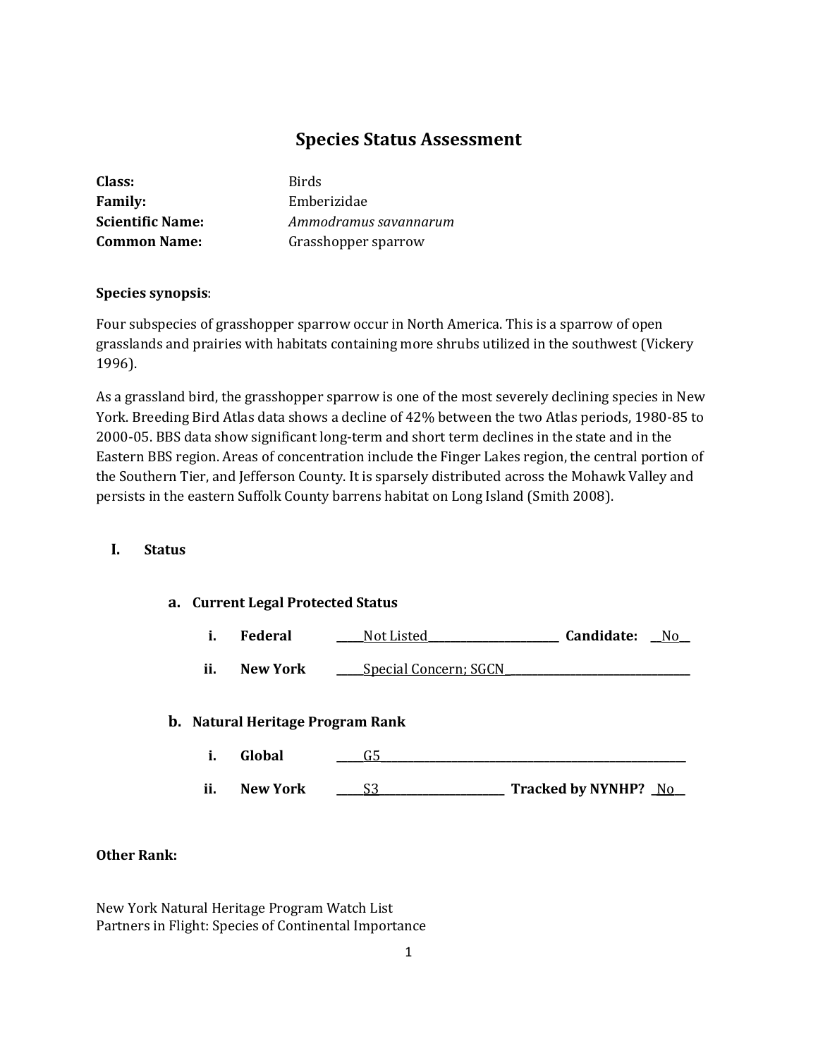# Species Status Assessment

**Class:** Birds
**Family:** Emberizidae
**Scientific Name:** *Ammodramus savannarum*
**Common Name:** Grasshopper sparrow

**Species synopsis**:

Four subspecies of grasshopper sparrow occur in North America. This is a sparrow of open grasslands and prairies with habitats containing more shrubs utilized in the southwest (Vickery 1996).

As a grassland bird, the grasshopper sparrow is one of the most severely declining species in New York. Breeding Bird Atlas data shows a decline of 42% between the two Atlas periods, 1980-85 to 2000-05. BBS data show significant long-term and short term declines in the state and in the Eastern BBS region. Areas of concentration include the Finger Lakes region, the central portion of the Southern Tier, and Jefferson County. It is sparsely distributed across the Mohawk Valley and persists in the eastern Suffolk County barrens habitat on Long Island (Smith 2008).

## I. Status

### a. Current Legal Protected Status

i. **Federal** \_\_\_\_\_Not Listed\_\_\_\_\_\_\_\_\_\_\_\_\_\_\_\_\_\_\_\_\_\_\_\_ **Candidate:** \_\_No\_\_

ii. **New York** \_\_\_\_\_Special Concern; SGCN\_\_\_\_\_\_\_\_\_\_\_\_\_\_\_\_\_\_\_\_\_\_\_\_\_\_\_\_\_\_\_

### b. Natural Heritage Program Rank

i. **Global** \_\_\_\_\_G5\_\_\_\_\_\_\_\_\_\_\_\_\_\_\_\_\_\_\_\_\_\_\_\_\_\_\_\_\_\_\_\_\_\_\_\_\_\_\_\_\_\_\_\_\_\_\_\_\_\_\_\_\_\_\_

ii. **New York** \_\_\_\_\_S3\_\_\_\_\_\_\_\_\_\_\_\_\_\_\_\_\_\_\_\_\_\_\_ **Tracked by NYNHP?** \_No\_\_

**Other Rank:**

New York Natural Heritage Program Watch List
Partners in Flight: Species of Continental Importance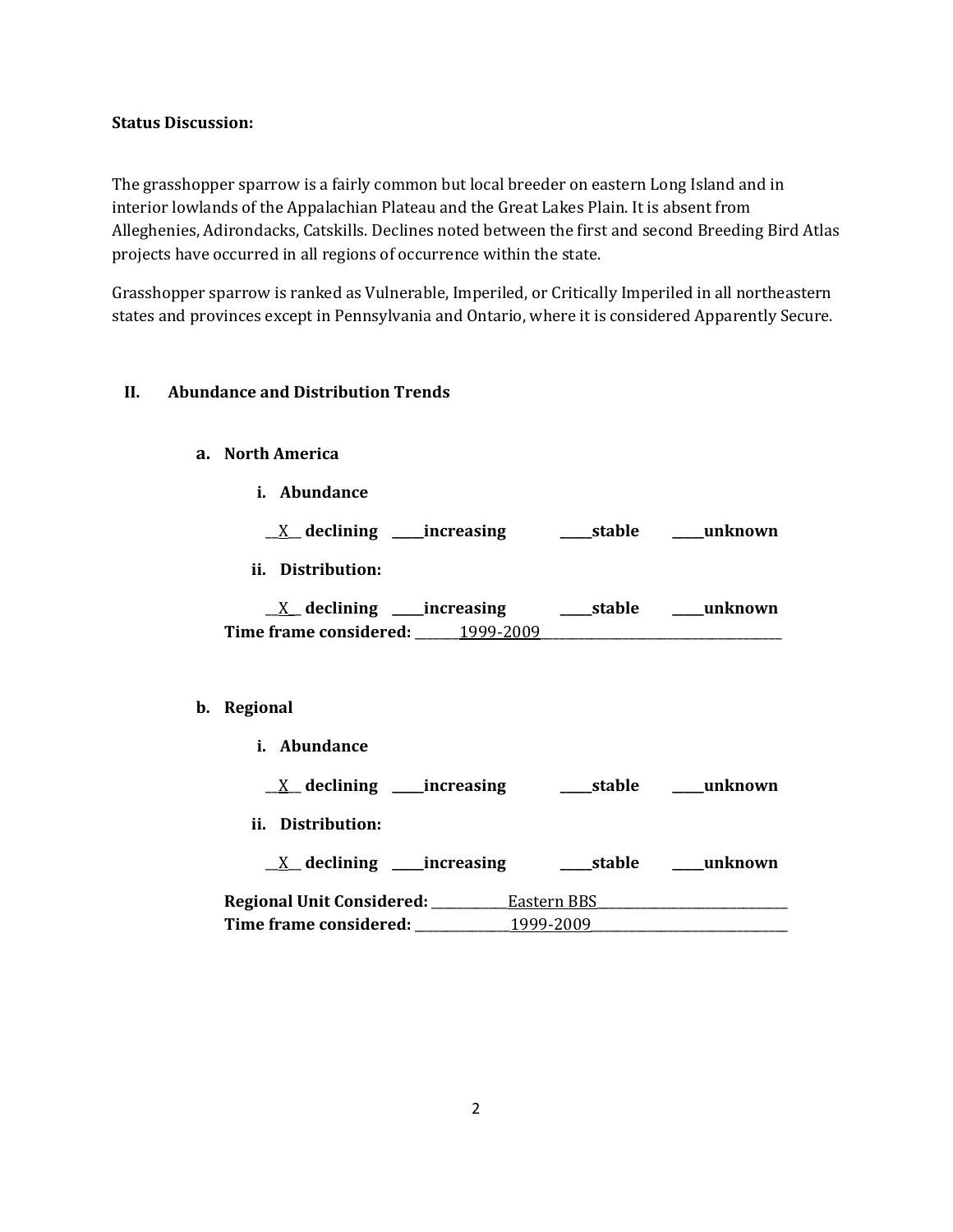**Status Discussion:**

The grasshopper sparrow is a fairly common but local breeder on eastern Long Island and in interior lowlands of the Appalachian Plateau and the Great Lakes Plain. It is absent from Alleghenies, Adirondacks, Catskills. Declines noted between the first and second Breeding Bird Atlas projects have occurred in all regions of occurrence within the state.

Grasshopper sparrow is ranked as Vulnerable, Imperiled, or Critically Imperiled in all northeastern states and provinces except in Pennsylvania and Ontario, where it is considered Apparently Secure.

## II. Abundance and Distribution Trends

### a. North America

**i. Abundance**

__X__ **declining** _____**increasing** _____**stable** _____**unknown**

**ii. Distribution:**

__X__ **declining** _____**increasing** _____**stable** _____**unknown**

**Time frame considered:** 1999-2009

### b. Regional

**i. Abundance**

__X__ **declining** _____**increasing** _____**stable** _____**unknown**

**ii. Distribution:**

__X__ **declining** _____**increasing** _____**stable** _____**unknown**

**Regional Unit Considered:** Eastern BBS

**Time frame considered:** 1999-2009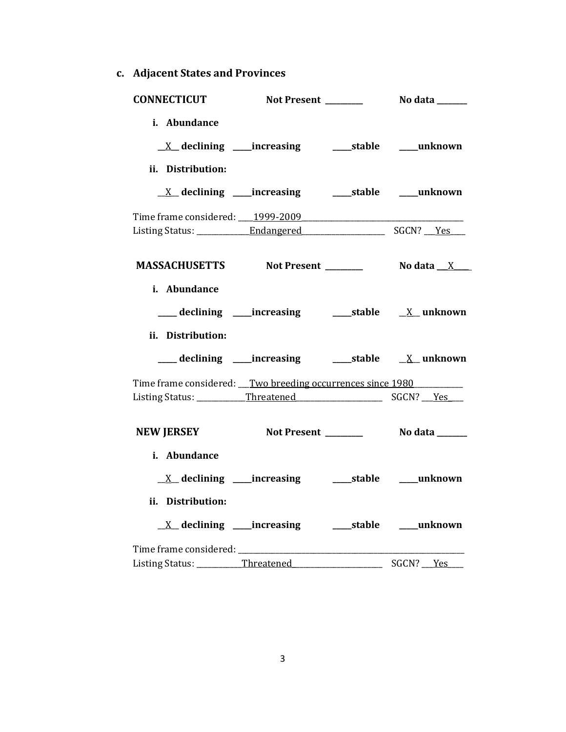### c. Adjacent States and Provinces

**CONNECTICUT** **Not Present** _________ **No data** _______

**i. Abundance**

__X__ **declining** ____**increasing** ____**stable** ____**unknown**

**ii. Distribution:**

__X__ **declining** ____**increasing** ____**stable** ____**unknown**

Time frame considered: ___1999-2009________________________________________

Listing Status: _____________Endangered____________________ SGCN? ___Yes____

**MASSACHUSETTS** **Not Present** _________ **No data** ___X____

**i. Abundance**

____ **declining** ____**increasing** ____**stable** __X__ **unknown**

**ii. Distribution:**

____ **declining** ____**increasing** ____**stable** __X__ **unknown**

Time frame considered: ___Two breeding occurrences since 1980____________

Listing Status: ____________Threatened______________________ SGCN? ___Yes___

**NEW JERSEY** **Not Present** _________ **No data** _______

**i. Abundance**

__X__ **declining** ____**increasing** ____**stable** ____**unknown**

**ii. Distribution:**

__X__ **declining** ____**increasing** ____**stable** ____**unknown**

Time frame considered: ______________________________________________________

Listing Status: ___________Threatened______________________ SGCN? ___Yes____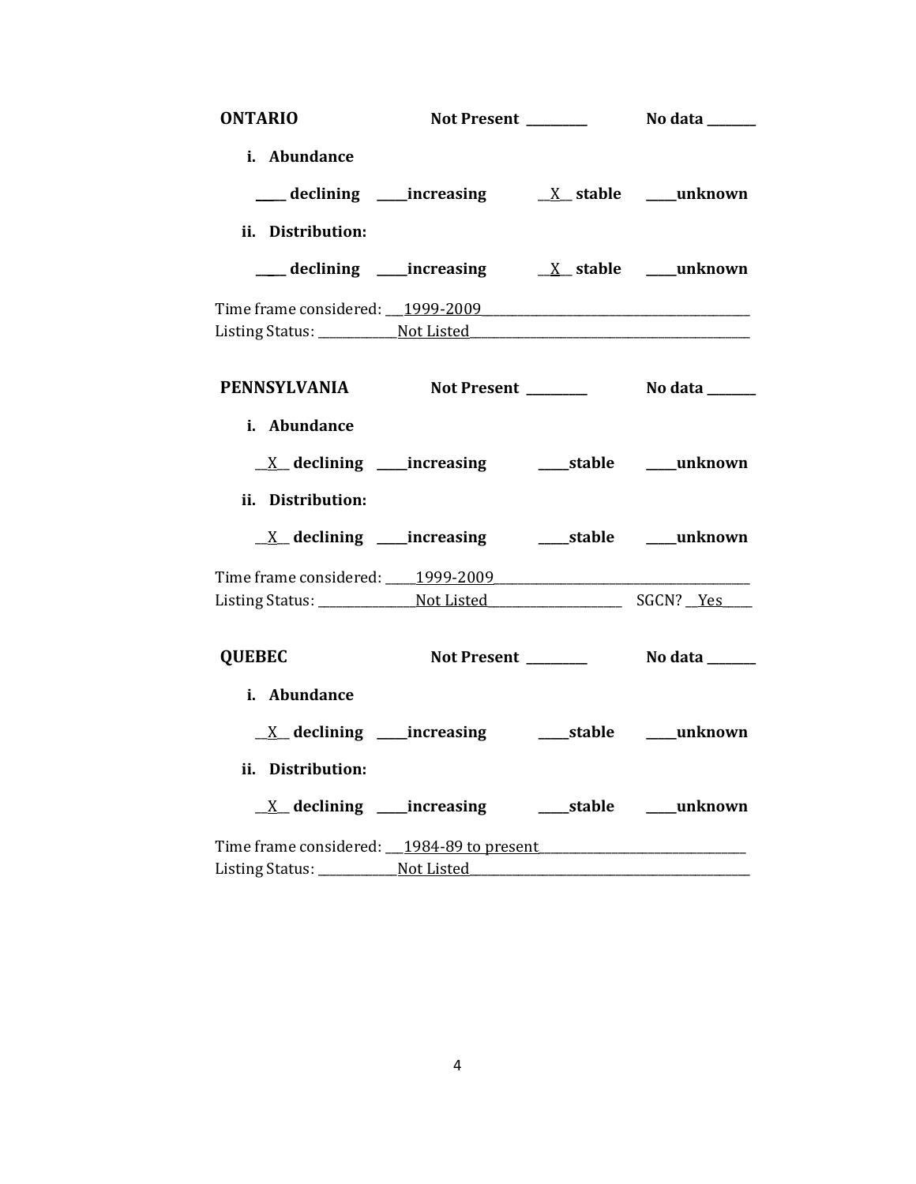**ONTARIO** **Not Present** ________ **No data** _______

**i. Abundance**

_____ **declining** _____**increasing** __X__ **stable** _____**unknown**

**ii. Distribution:**

_____ **declining** _____**increasing** __X__ **stable** _____**unknown**

Time frame considered: ___1999-2009___________________________________________
Listing Status: _____________Not Listed_____________________________________________

**PENNSYLVANIA** **Not Present** ________ **No data** _______

**i. Abundance**

__X__ **declining** _____**increasing** _____**stable** _____**unknown**

**ii. Distribution:**

__X__ **declining** _____**increasing** _____**stable** _____**unknown**

Time frame considered: _____1999-2009_________________________________________
Listing Status: _______________Not Listed_____________________ SGCN? __Yes_____

**QUEBEC** **Not Present** ________ **No data** _______

**i. Abundance**

__X__ **declining** _____**increasing** _____**stable** _____**unknown**

**ii. Distribution:**

__X__ **declining** _____**increasing** _____**stable** _____**unknown**

Time frame considered: ___1984-89 to present________________________________
Listing Status: _____________Not Listed_____________________________________________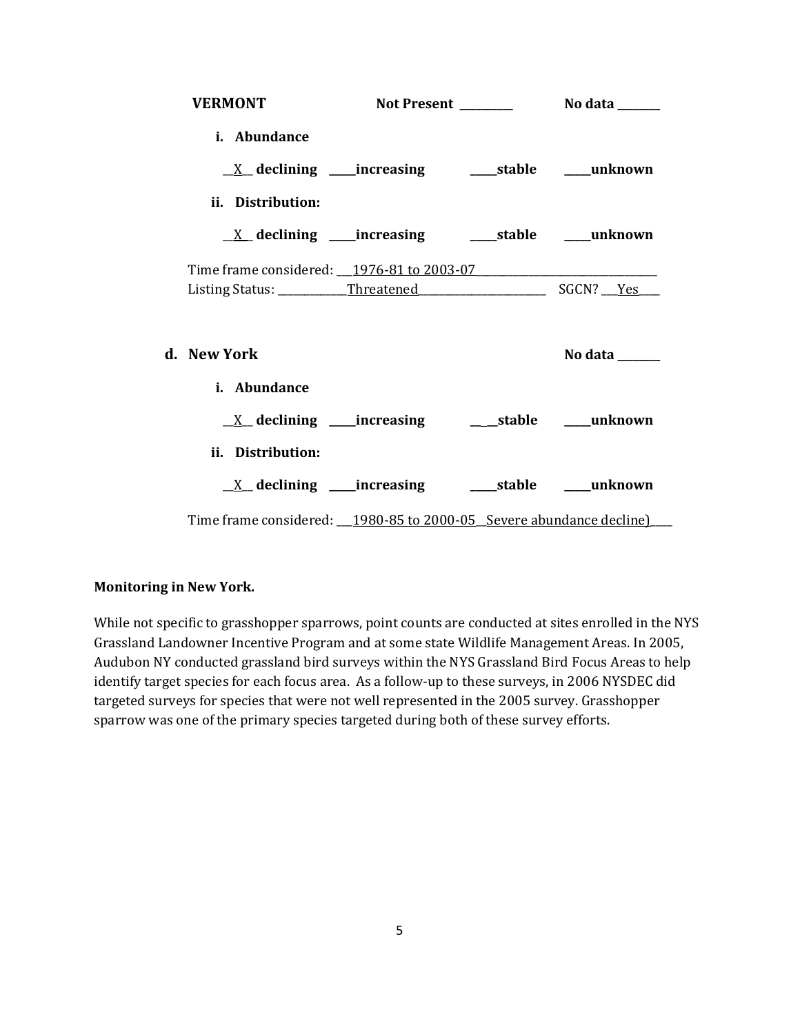**VERMONT** **Not Present** _________ **No data** _______

**i. Abundance**

__X__ **declining** _____**increasing** _____**stable** _____**unknown**

**ii. Distribution:**

__X__ **declining** _____**increasing** _____**stable** _____**unknown**

Time frame considered: ___1976-81 to 2003-07_________________________________

Listing Status: _____________Threatened________________________ SGCN? ___Yes___

**d. New York** **No data** _______

**i. Abundance**

__X__ **declining** _____**increasing** __ __**stable** _____**unknown**

**ii. Distribution:**

__X__ **declining** _____**increasing** _____**stable** _____**unknown**

Time frame considered: ___1980-85 to 2000-05__Severe abundance decline)____

**Monitoring in New York.**

While not specific to grasshopper sparrows, point counts are conducted at sites enrolled in the NYS Grassland Landowner Incentive Program and at some state Wildlife Management Areas. In 2005, Audubon NY conducted grassland bird surveys within the NYS Grassland Bird Focus Areas to help identify target species for each focus area. As a follow-up to these surveys, in 2006 NYSDEC did targeted surveys for species that were not well represented in the 2005 survey. Grasshopper sparrow was one of the primary species targeted during both of these survey efforts.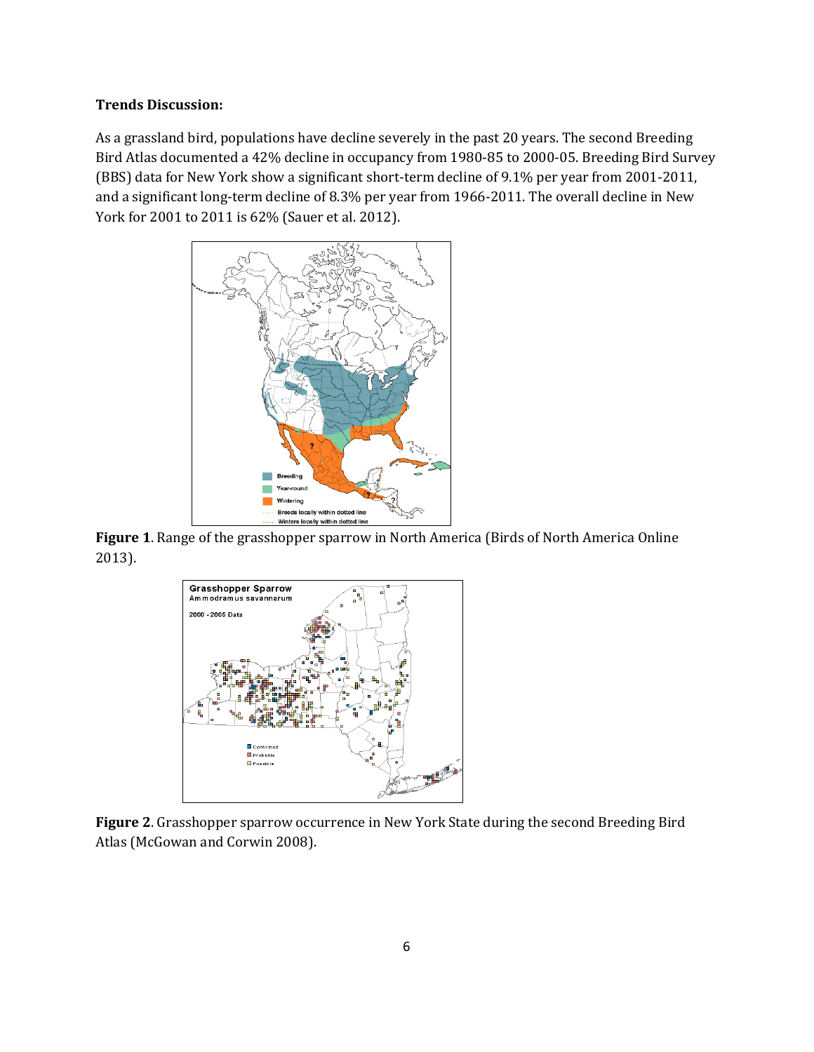**Trends Discussion:**

As a grassland bird, populations have decline severely in the past 20 years. The second Breeding Bird Atlas documented a 42% decline in occupancy from 1980-85 to 2000-05. Breeding Bird Survey (BBS) data for New York show a significant short-term decline of 9.1% per year from 2001-2011, and a significant long-term decline of 8.3% per year from 1966-2011. The overall decline in New York for 2001 to 2011 is 62% (Sauer et al. 2012).

**Figure 1**. Range of the grasshopper sparrow in North America (Birds of North America Online 2013).

**Figure 2**. Grasshopper sparrow occurrence in New York State during the second Breeding Bird Atlas (McGowan and Corwin 2008).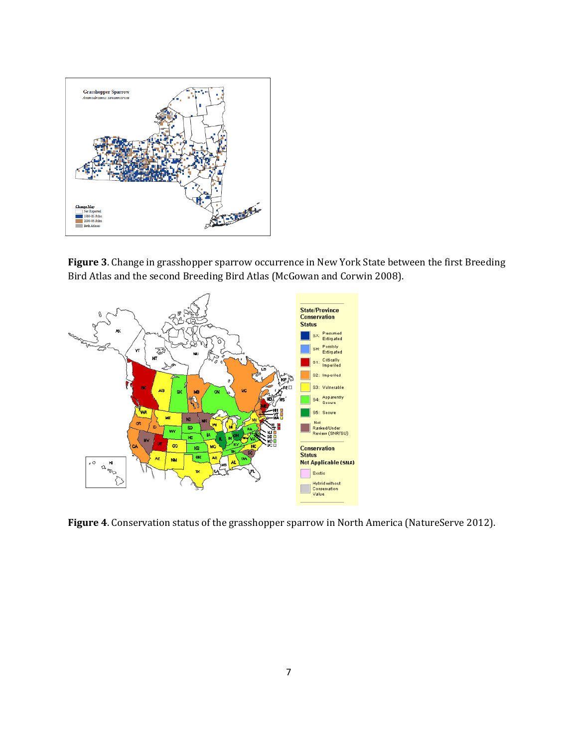**Figure 3**. Change in grasshopper sparrow occurrence in New York State between the first Breeding Bird Atlas and the second Breeding Bird Atlas (McGowan and Corwin 2008).

**Figure 4**. Conservation status of the grasshopper sparrow in North America (NatureServe 2012).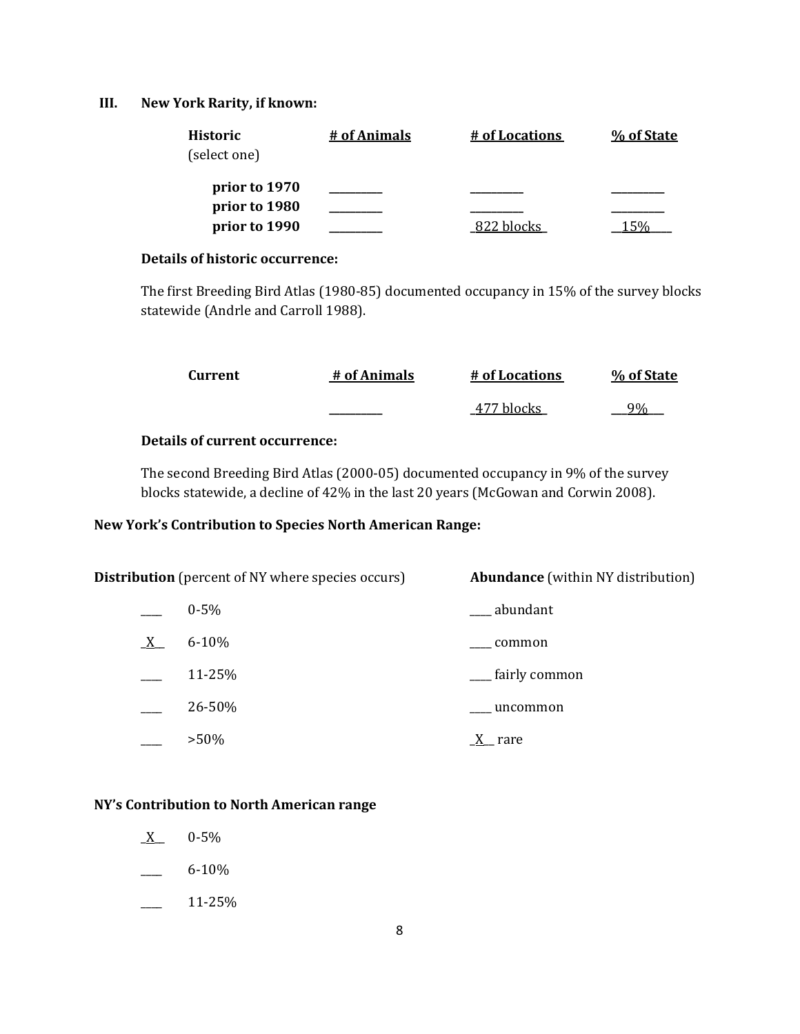### III. New York Rarity, if known:

| Historic (select one) | # of Animals | # of Locations | % of State |
|---|---|---|---|
| **prior to 1970** | _________ | _________ | _________ |
| **prior to 1980** | _________ | _________ | _________ |
| **prior to 1990** | _________ | 822 blocks | 15% |

**Details of historic occurrence:**

The first Breeding Bird Atlas (1980-85) documented occupancy in 15% of the survey blocks statewide (Andrle and Carroll 1988).

| Current | # of Animals | # of Locations | % of State |
|---|---|---|---|
| | _________ | 477 blocks | 9% |

**Details of current occurrence:**

The second Breeding Bird Atlas (2000-05) documented occupancy in 9% of the survey blocks statewide, a decline of 42% in the last 20 years (McGowan and Corwin 2008).

**New York's Contribution to Species North American Range:**

| **Distribution** (percent of NY where species occurs) | | **Abundance** (within NY distribution) |
|---|---|---|
| ____ | 0-5% | ____ abundant |
| _X__ | 6-10% | ____ common |
| ____ | 11-25% | ____ fairly common |
| ____ | 26-50% | ____ uncommon |
| ____ | >50% | _X__ rare |

**NY's Contribution to North American range**

_X__ 0-5%

____ 6-10%

____ 11-25%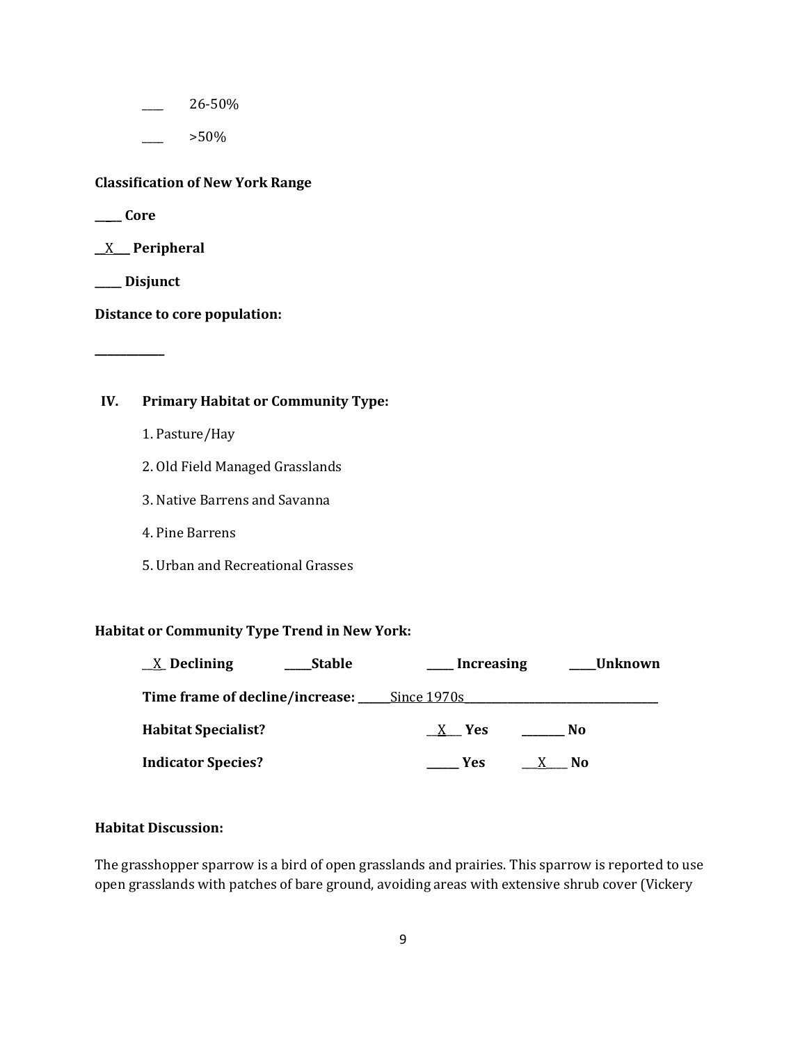____ 26-50%

____ >50%

**Classification of New York Range**

**_____ Core**

**__X___ Peripheral**

**_____ Disjunct**

**Distance to core population:**

____________

**IV. Primary Habitat or Community Type:**

1. Pasture/Hay
2. Old Field Managed Grasslands
3. Native Barrens and Savanna
4. Pine Barrens
5. Urban and Recreational Grasses

**Habitat or Community Type Trend in New York:**

**__X_ Declining** **_____Stable** **_____ Increasing** **_____Unknown**

**Time frame of decline/increase:** ______Since 1970s____________________________________

**Habitat Specialist?** __X___ **Yes** ________ **No**

**Indicator Species?** ______ **Yes** ___X____ **No**

**Habitat Discussion:**

The grasshopper sparrow is a bird of open grasslands and prairies. This sparrow is reported to use open grasslands with patches of bare ground, avoiding areas with extensive shrub cover (Vickery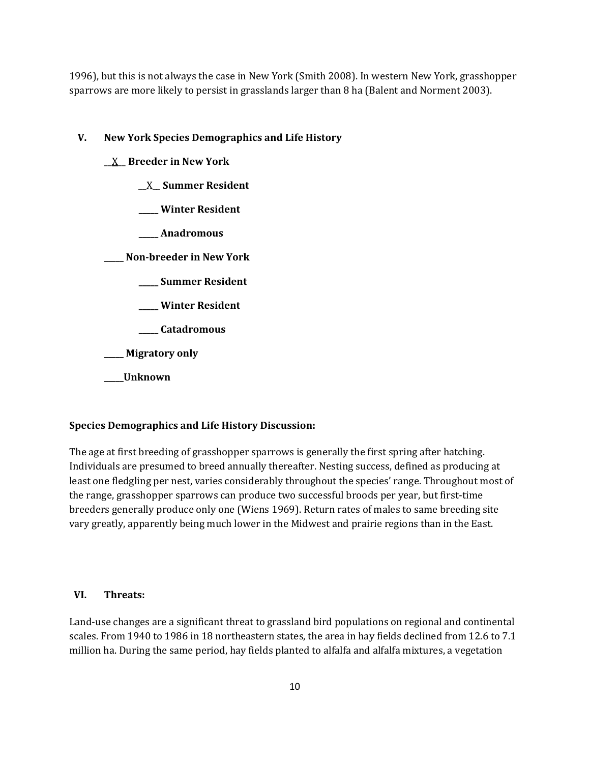1996), but this is not always the case in New York (Smith 2008). In western New York, grasshopper sparrows are more likely to persist in grasslands larger than 8 ha (Balent and Norment 2003).

## V. New York Species Demographics and Life History

__X__ **Breeder in New York**

- __X__ **Summer Resident**
- _____ **Winter Resident**
- _____ **Anadromous**

_____ **Non-breeder in New York**

- _____ **Summer Resident**
- _____ **Winter Resident**
- _____ **Catadromous**

_____ **Migratory only**

_____ **Unknown**

**Species Demographics and Life History Discussion:**

The age at first breeding of grasshopper sparrows is generally the first spring after hatching. Individuals are presumed to breed annually thereafter. Nesting success, defined as producing at least one fledgling per nest, varies considerably throughout the species' range. Throughout most of the range, grasshopper sparrows can produce two successful broods per year, but first-time breeders generally produce only one (Wiens 1969). Return rates of males to same breeding site vary greatly, apparently being much lower in the Midwest and prairie regions than in the East.

## VI. Threats:

Land-use changes are a significant threat to grassland bird populations on regional and continental scales. From 1940 to 1986 in 18 northeastern states, the area in hay fields declined from 12.6 to 7.1 million ha. During the same period, hay fields planted to alfalfa and alfalfa mixtures, a vegetation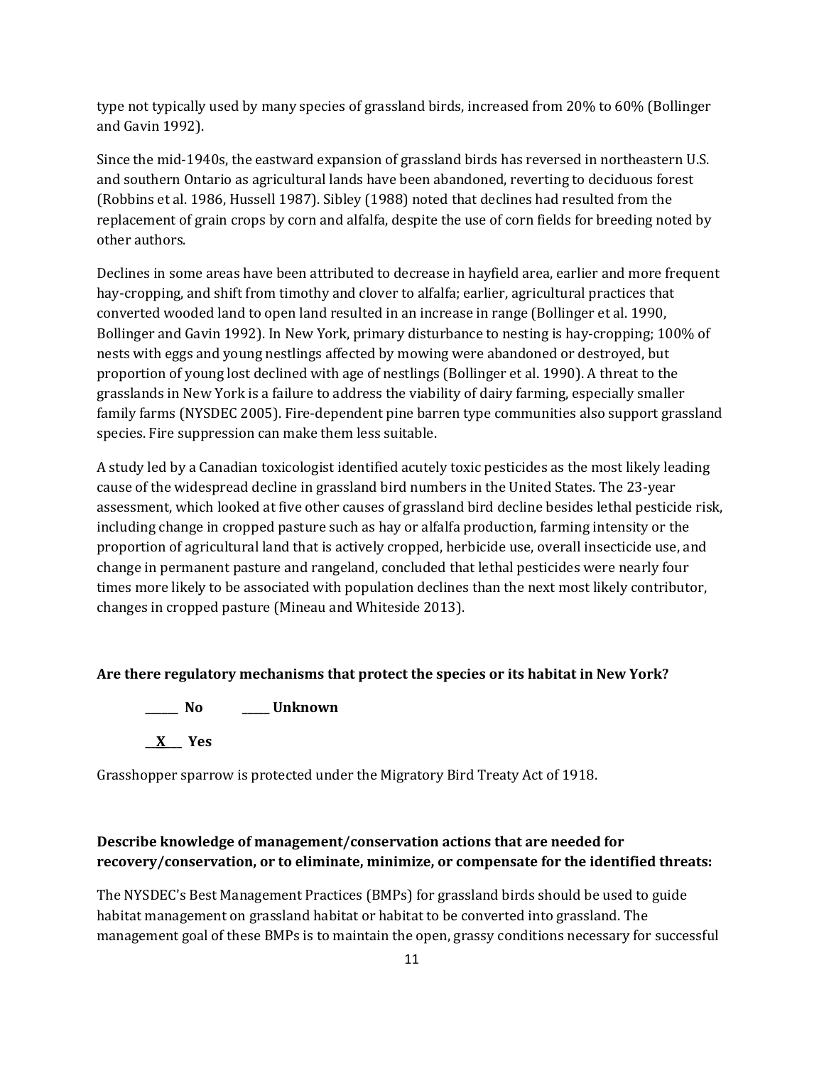type not typically used by many species of grassland birds, increased from 20% to 60% (Bollinger and Gavin 1992).

Since the mid-1940s, the eastward expansion of grassland birds has reversed in northeastern U.S. and southern Ontario as agricultural lands have been abandoned, reverting to deciduous forest (Robbins et al. 1986, Hussell 1987). Sibley (1988) noted that declines had resulted from the replacement of grain crops by corn and alfalfa, despite the use of corn fields for breeding noted by other authors.

Declines in some areas have been attributed to decrease in hayfield area, earlier and more frequent hay-cropping, and shift from timothy and clover to alfalfa; earlier, agricultural practices that converted wooded land to open land resulted in an increase in range (Bollinger et al. 1990, Bollinger and Gavin 1992). In New York, primary disturbance to nesting is hay-cropping; 100% of nests with eggs and young nestlings affected by mowing were abandoned or destroyed, but proportion of young lost declined with age of nestlings (Bollinger et al. 1990). A threat to the grasslands in New York is a failure to address the viability of dairy farming, especially smaller family farms (NYSDEC 2005). Fire-dependent pine barren type communities also support grassland species. Fire suppression can make them less suitable.

A study led by a Canadian toxicologist identified acutely toxic pesticides as the most likely leading cause of the widespread decline in grassland bird numbers in the United States. The 23-year assessment, which looked at five other causes of grassland bird decline besides lethal pesticide risk, including change in cropped pasture such as hay or alfalfa production, farming intensity or the proportion of agricultural land that is actively cropped, herbicide use, overall insecticide use, and change in permanent pasture and rangeland, concluded that lethal pesticides were nearly four times more likely to be associated with population declines than the next most likely contributor, changes in cropped pasture (Mineau and Whiteside 2013).

**Are there regulatory mechanisms that protect the species or its habitat in New York?**

**______ No          _____ Unknown**

**__X___ Yes**

Grasshopper sparrow is protected under the Migratory Bird Treaty Act of 1918.

**Describe knowledge of management/conservation actions that are needed for recovery/conservation, or to eliminate, minimize, or compensate for the identified threats:**

The NYSDEC's Best Management Practices (BMPs) for grassland birds should be used to guide habitat management on grassland habitat or habitat to be converted into grassland. The management goal of these BMPs is to maintain the open, grassy conditions necessary for successful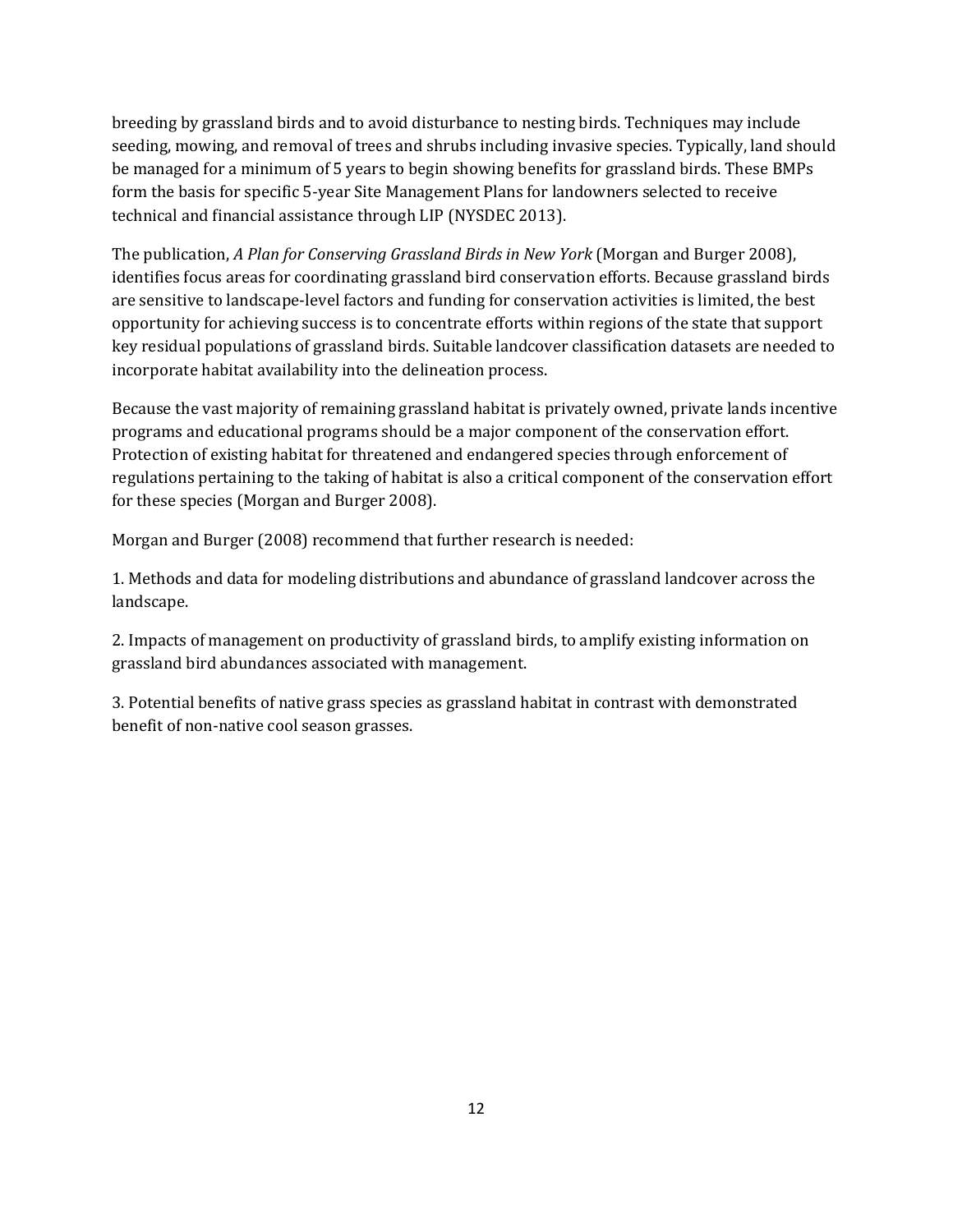breeding by grassland birds and to avoid disturbance to nesting birds. Techniques may include seeding, mowing, and removal of trees and shrubs including invasive species. Typically, land should be managed for a minimum of 5 years to begin showing benefits for grassland birds. These BMPs form the basis for specific 5-year Site Management Plans for landowners selected to receive technical and financial assistance through LIP (NYSDEC 2013).

The publication, *A Plan for Conserving Grassland Birds in New York* (Morgan and Burger 2008), identifies focus areas for coordinating grassland bird conservation efforts. Because grassland birds are sensitive to landscape-level factors and funding for conservation activities is limited, the best opportunity for achieving success is to concentrate efforts within regions of the state that support key residual populations of grassland birds. Suitable landcover classification datasets are needed to incorporate habitat availability into the delineation process.

Because the vast majority of remaining grassland habitat is privately owned, private lands incentive programs and educational programs should be a major component of the conservation effort. Protection of existing habitat for threatened and endangered species through enforcement of regulations pertaining to the taking of habitat is also a critical component of the conservation effort for these species (Morgan and Burger 2008).

Morgan and Burger (2008) recommend that further research is needed:

1. Methods and data for modeling distributions and abundance of grassland landcover across the landscape.

2. Impacts of management on productivity of grassland birds, to amplify existing information on grassland bird abundances associated with management.

3. Potential benefits of native grass species as grassland habitat in contrast with demonstrated benefit of non-native cool season grasses.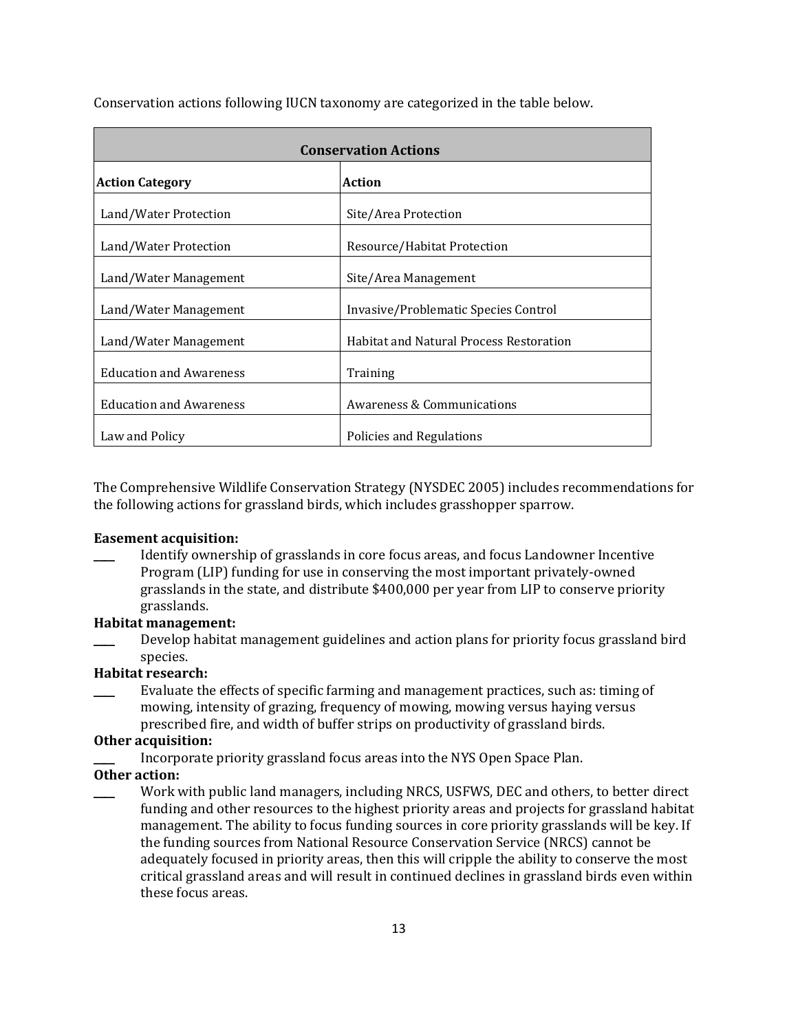Conservation actions following IUCN taxonomy are categorized in the table below.

| Conservation Actions | |
|---|---|
| **Action Category** | **Action** |
| Land/Water Protection | Site/Area Protection |
| Land/Water Protection | Resource/Habitat Protection |
| Land/Water Management | Site/Area Management |
| Land/Water Management | Invasive/Problematic Species Control |
| Land/Water Management | Habitat and Natural Process Restoration |
| Education and Awareness | Training |
| Education and Awareness | Awareness & Communications |
| Law and Policy | Policies and Regulations |

The Comprehensive Wildlife Conservation Strategy (NYSDEC 2005) includes recommendations for the following actions for grassland birds, which includes grasshopper sparrow.

**Easement acquisition:**

____ Identify ownership of grasslands in core focus areas, and focus Landowner Incentive Program (LIP) funding for use in conserving the most important privately-owned grasslands in the state, and distribute $400,000 per year from LIP to conserve priority grasslands.

**Habitat management:**

____ Develop habitat management guidelines and action plans for priority focus grassland bird species.

**Habitat research:**

____ Evaluate the effects of specific farming and management practices, such as: timing of mowing, intensity of grazing, frequency of mowing, mowing versus haying versus prescribed fire, and width of buffer strips on productivity of grassland birds.

**Other acquisition:**

____ Incorporate priority grassland focus areas into the NYS Open Space Plan.

**Other action:**

____ Work with public land managers, including NRCS, USFWS, DEC and others, to better direct funding and other resources to the highest priority areas and projects for grassland habitat management. The ability to focus funding sources in core priority grasslands will be key. If the funding sources from National Resource Conservation Service (NRCS) cannot be adequately focused in priority areas, then this will cripple the ability to conserve the most critical grassland areas and will result in continued declines in grassland birds even within these focus areas.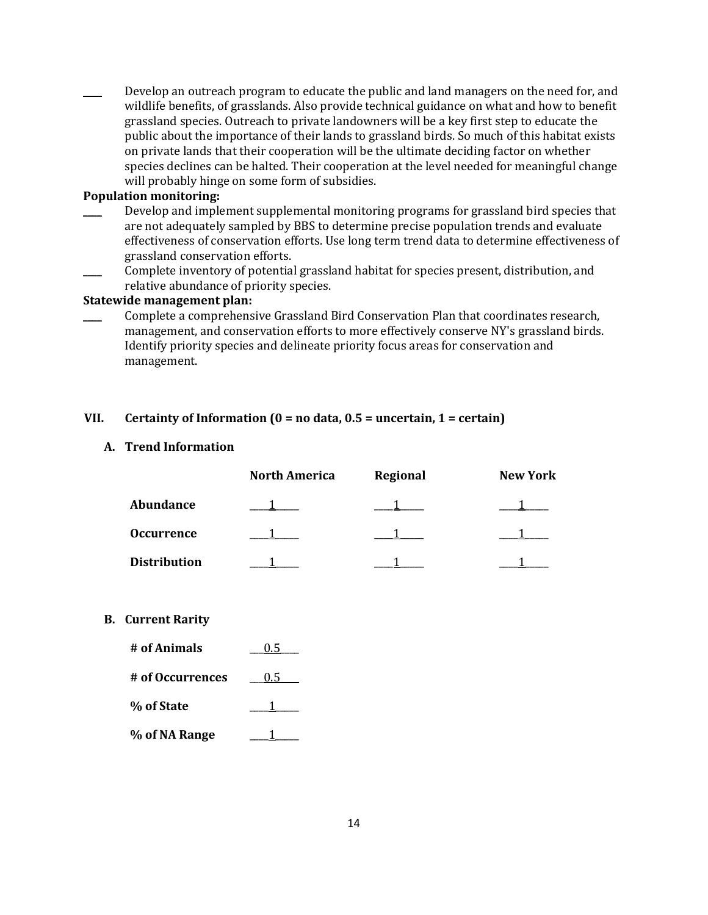____ Develop an outreach program to educate the public and land managers on the need for, and wildlife benefits, of grasslands. Also provide technical guidance on what and how to benefit grassland species. Outreach to private landowners will be a key first step to educate the public about the importance of their lands to grassland birds. So much of this habitat exists on private lands that their cooperation will be the ultimate deciding factor on whether species declines can be halted. Their cooperation at the level needed for meaningful change will probably hinge on some form of subsidies.

**Population monitoring:**

____ Develop and implement supplemental monitoring programs for grassland bird species that are not adequately sampled by BBS to determine precise population trends and evaluate effectiveness of conservation efforts. Use long term trend data to determine effectiveness of grassland conservation efforts.

____ Complete inventory of potential grassland habitat for species present, distribution, and relative abundance of priority species.

**Statewide management plan:**

____ Complete a comprehensive Grassland Bird Conservation Plan that coordinates research, management, and conservation efforts to more effectively conserve NY's grassland birds. Identify priority species and delineate priority focus areas for conservation and management.

## VII. Certainty of Information (0 = no data, 0.5 = uncertain, 1 = certain)

### A. Trend Information

| | North America | Regional | New York |
|---|---|---|---|
| **Abundance** | 1 | 1 | 1 |
| **Occurrence** | 1 | 1 | 1 |
| **Distribution** | 1 | 1 | 1 |

### B. Current Rarity

| | |
|---|---|
| **# of Animals** | 0.5 |
| **# of Occurrences** | 0.5 |
| **% of State** | 1 |
| **% of NA Range** | 1 |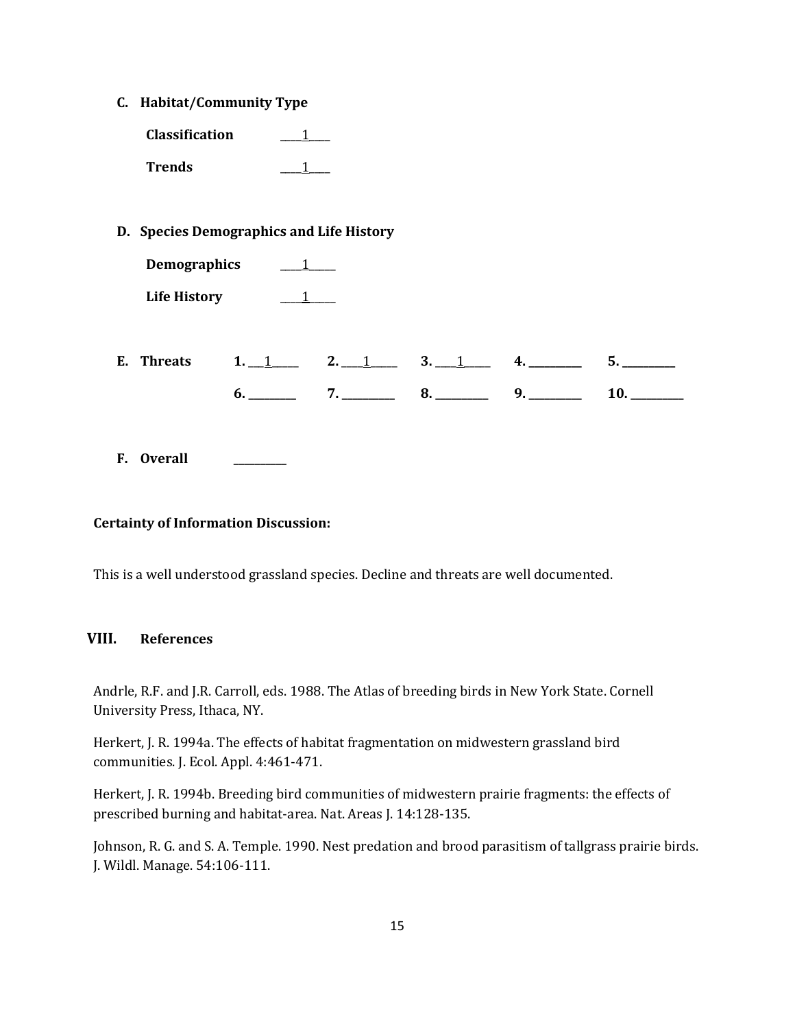**C. Habitat/Community Type**

**Classification** \_\_\_\_1\_\_\_\_

**Trends** \_\_\_\_1\_\_\_\_

**D. Species Demographics and Life History**

**Demographics** \_\_\_\_1\_\_\_\_\_

**Life History** \_\_\_\_1\_\_\_\_\_

**E. Threats**

| | | | | |
|---|---|---|---|---|
| **1.** \_\_\_1\_\_\_\_\_ | **2.** \_\_\_\_1\_\_\_\_\_ | **3.** \_\_\_\_1\_\_\_\_\_ | **4.** \_\_\_\_\_\_\_\_\_\_ | **5.** \_\_\_\_\_\_\_\_\_\_ |
| **6.** \_\_\_\_\_\_\_\_\_ | **7.** \_\_\_\_\_\_\_\_\_\_ | **8.** \_\_\_\_\_\_\_\_\_\_ | **9.** \_\_\_\_\_\_\_\_\_\_ | **10.** \_\_\_\_\_\_\_\_\_\_ |

**F. Overall** \_\_\_\_\_\_\_\_\_\_

**Certainty of Information Discussion:**

This is a well understood grassland species. Decline and threats are well documented.

## VIII. References

Andrle, R.F. and J.R. Carroll, eds. 1988. The Atlas of breeding birds in New York State. Cornell University Press, Ithaca, NY.

Herkert, J. R. 1994a. The effects of habitat fragmentation on midwestern grassland bird communities. J. Ecol. Appl. 4:461-471.

Herkert, J. R. 1994b. Breeding bird communities of midwestern prairie fragments: the effects of prescribed burning and habitat-area. Nat. Areas J. 14:128-135.

Johnson, R. G. and S. A. Temple. 1990. Nest predation and brood parasitism of tallgrass prairie birds. J. Wildl. Manage. 54:106-111.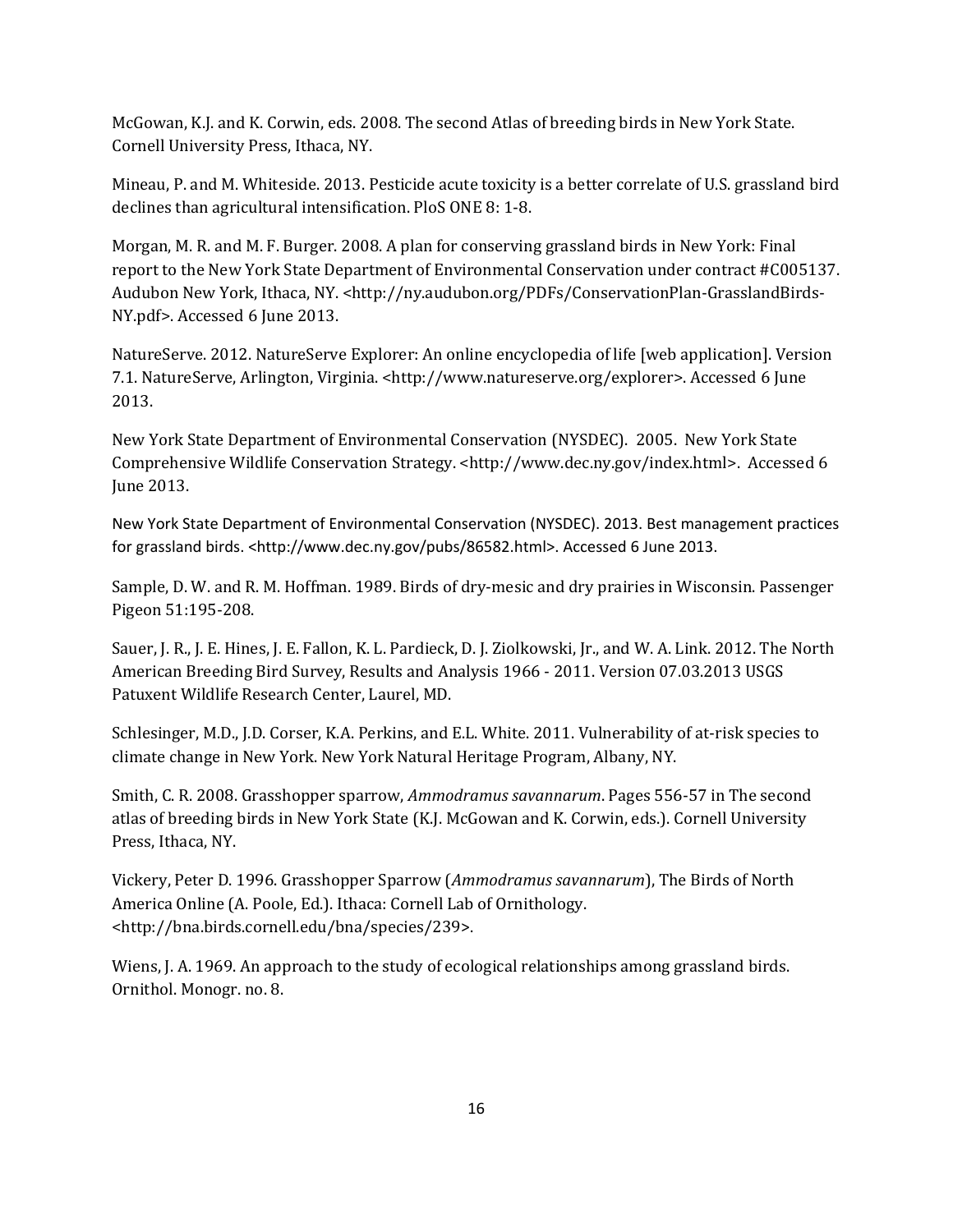McGowan, K.J. and K. Corwin, eds. 2008. The second Atlas of breeding birds in New York State. Cornell University Press, Ithaca, NY.

Mineau, P. and M. Whiteside. 2013. Pesticide acute toxicity is a better correlate of U.S. grassland bird declines than agricultural intensification. PloS ONE 8: 1-8.

Morgan, M. R. and M. F. Burger. 2008. A plan for conserving grassland birds in New York: Final report to the New York State Department of Environmental Conservation under contract #C005137. Audubon New York, Ithaca, NY. <http://ny.audubon.org/PDFs/ConservationPlan-GrasslandBirds-NY.pdf>. Accessed 6 June 2013.

NatureServe. 2012. NatureServe Explorer: An online encyclopedia of life [web application]. Version 7.1. NatureServe, Arlington, Virginia. <http://www.natureserve.org/explorer>. Accessed 6 June 2013.

New York State Department of Environmental Conservation (NYSDEC). 2005. New York State Comprehensive Wildlife Conservation Strategy. <http://www.dec.ny.gov/index.html>. Accessed 6 June 2013.

New York State Department of Environmental Conservation (NYSDEC). 2013. Best management practices for grassland birds. <http://www.dec.ny.gov/pubs/86582.html>. Accessed 6 June 2013.

Sample, D. W. and R. M. Hoffman. 1989. Birds of dry-mesic and dry prairies in Wisconsin. Passenger Pigeon 51:195-208.

Sauer, J. R., J. E. Hines, J. E. Fallon, K. L. Pardieck, D. J. Ziolkowski, Jr., and W. A. Link. 2012. The North American Breeding Bird Survey, Results and Analysis 1966 - 2011. Version 07.03.2013 USGS Patuxent Wildlife Research Center, Laurel, MD.

Schlesinger, M.D., J.D. Corser, K.A. Perkins, and E.L. White. 2011. Vulnerability of at-risk species to climate change in New York. New York Natural Heritage Program, Albany, NY.

Smith, C. R. 2008. Grasshopper sparrow, *Ammodramus savannarum*. Pages 556-57 in The second atlas of breeding birds in New York State (K.J. McGowan and K. Corwin, eds.). Cornell University Press, Ithaca, NY.

Vickery, Peter D. 1996. Grasshopper Sparrow (*Ammodramus savannarum*), The Birds of North America Online (A. Poole, Ed.). Ithaca: Cornell Lab of Ornithology. <http://bna.birds.cornell.edu/bna/species/239>.

Wiens, J. A. 1969. An approach to the study of ecological relationships among grassland birds. Ornithol. Monogr. no. 8.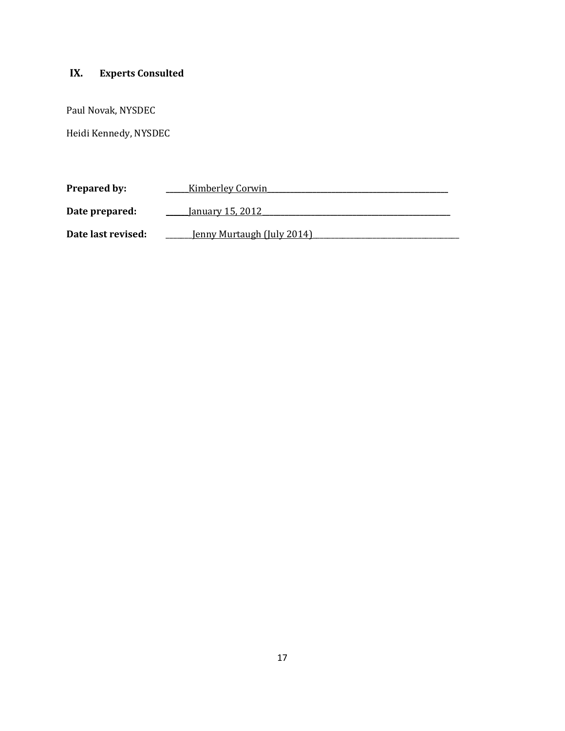## IX. Experts Consulted

Paul Novak, NYSDEC

Heidi Kennedy, NYSDEC

**Prepared by:** ______Kimberley Corwin________________________________________________

**Date prepared:** ______January 15, 2012_________________________________________________

**Date last revised:** _______Jenny Murtaugh (July 2014)_______________________________________